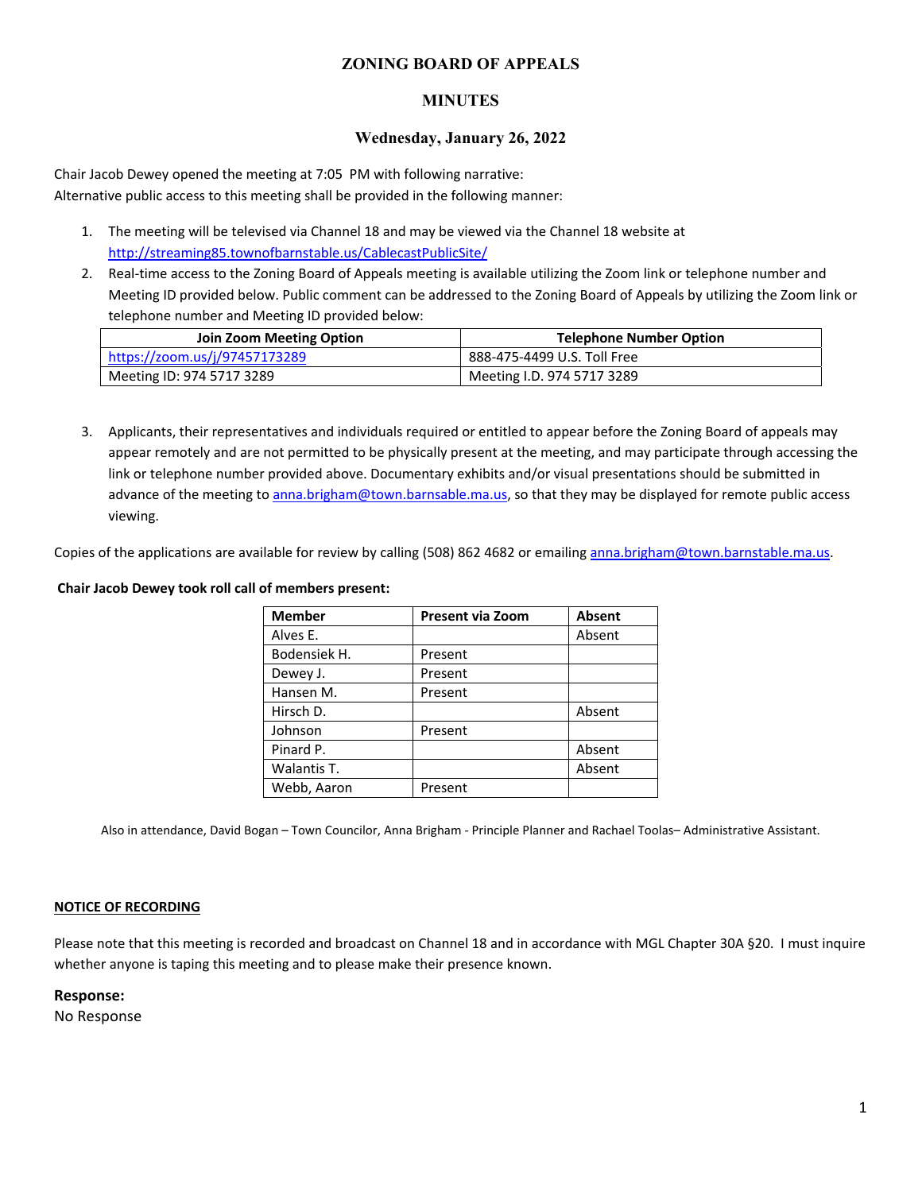# ZONING BOARD OF APPEALS

## MINUTES

### Wednesday, January 26, 2022

Chair Jacob Dewey opened the meeting at 7:05 PM with following narrative:
Alternative public access to this meeting shall be provided in the following manner:

1. The meeting will be televised via Channel 18 and may be viewed via the Channel 18 website at http://streaming85.townofbarnstable.us/CablecastPublicSite/
2. Real-time access to the Zoning Board of Appeals meeting is available utilizing the Zoom link or telephone number and Meeting ID provided below. Public comment can be addressed to the Zoning Board of Appeals by utilizing the Zoom link or telephone number and Meeting ID provided below:

| Join Zoom Meeting Option | Telephone Number Option |
|---|---|
| https://zoom.us/j/97457173289 | 888-475-4499 U.S. Toll Free |
| Meeting ID: 974 5717 3289 | Meeting I.D. 974 5717 3289 |

3. Applicants, their representatives and individuals required or entitled to appear before the Zoning Board of appeals may appear remotely and are not permitted to be physically present at the meeting, and may participate through accessing the link or telephone number provided above. Documentary exhibits and/or visual presentations should be submitted in advance of the meeting to anna.brigham@town.barnsable.ma.us, so that they may be displayed for remote public access viewing.

Copies of the applications are available for review by calling (508) 862 4682 or emailing anna.brigham@town.barnsable.ma.us.

**Chair Jacob Dewey took roll call of members present:**

| Member | Present via Zoom | Absent |
|---|---|---|
| Alves E. | | Absent |
| Bodensiek H. | Present | |
| Dewey J. | Present | |
| Hansen M. | Present | |
| Hirsch D. | | Absent |
| Johnson | Present | |
| Pinard P. | | Absent |
| Walantis T. | | Absent |
| Webb, Aaron | Present | |

Also in attendance, David Bogan – Town Councilor, Anna Brigham - Principle Planner and Rachael Toolas– Administrative Assistant.

**NOTICE OF RECORDING**

Please note that this meeting is recorded and broadcast on Channel 18 and in accordance with MGL Chapter 30A §20. I must inquire whether anyone is taping this meeting and to please make their presence known.

**Response:**
No Response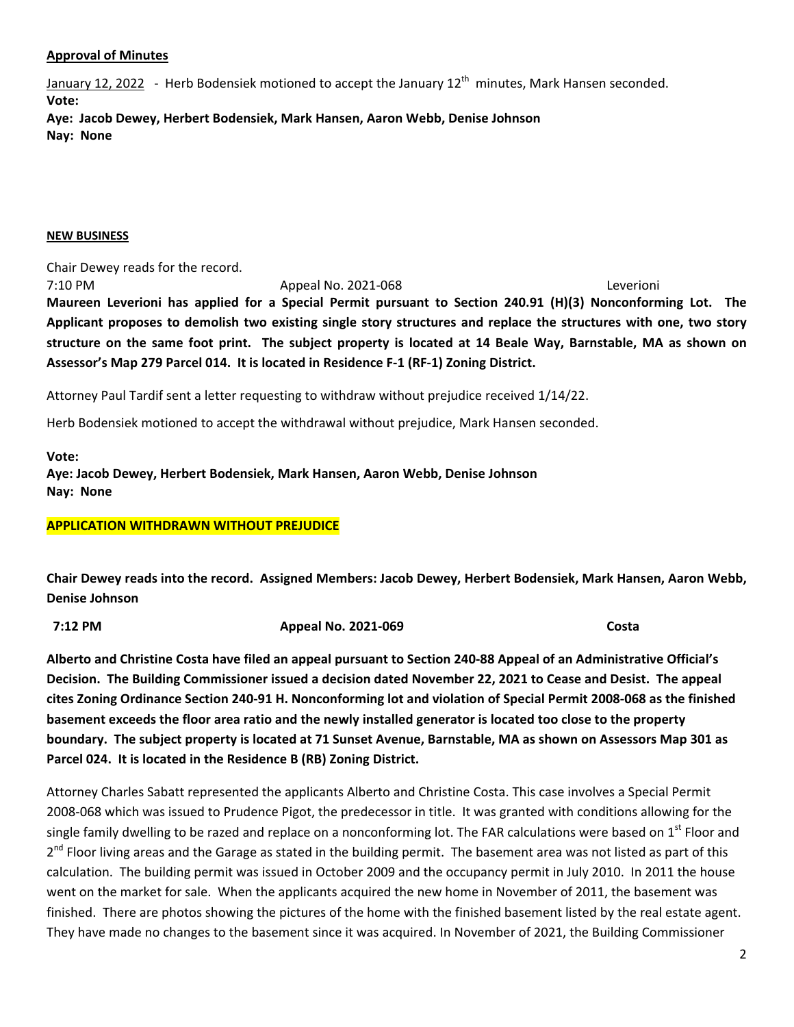**Approval of Minutes**

January 12, 2022 - Herb Bodensiek motioned to accept the January 12th minutes, Mark Hansen seconded.
**Vote:**
**Aye: Jacob Dewey, Herbert Bodensiek, Mark Hansen, Aaron Webb, Denise Johnson**
**Nay: None**

**NEW BUSINESS**

Chair Dewey reads for the record.

7:10 PM Appeal No. 2021-068 Leverioni

**Maureen Leverioni has applied for a Special Permit pursuant to Section 240.91 (H)(3) Nonconforming Lot. The Applicant proposes to demolish two existing single story structures and replace the structures with one, two story structure on the same foot print. The subject property is located at 14 Beale Way, Barnstable, MA as shown on Assessor's Map 279 Parcel 014. It is located in Residence F-1 (RF-1) Zoning District.**

Attorney Paul Tardif sent a letter requesting to withdraw without prejudice received 1/14/22.

Herb Bodensiek motioned to accept the withdrawal without prejudice, Mark Hansen seconded.

**Vote:**
**Aye: Jacob Dewey, Herbert Bodensiek, Mark Hansen, Aaron Webb, Denise Johnson**
**Nay: None**

**APPLICATION WITHDRAWN WITHOUT PREJUDICE**

**Chair Dewey reads into the record. Assigned Members: Jacob Dewey, Herbert Bodensiek, Mark Hansen, Aaron Webb, Denise Johnson**

**7:12 PM Appeal No. 2021-069 Costa**

**Alberto and Christine Costa have filed an appeal pursuant to Section 240-88 Appeal of an Administrative Official's Decision. The Building Commissioner issued a decision dated November 22, 2021 to Cease and Desist. The appeal cites Zoning Ordinance Section 240-91 H. Nonconforming lot and violation of Special Permit 2008-068 as the finished basement exceeds the floor area ratio and the newly installed generator is located too close to the property boundary. The subject property is located at 71 Sunset Avenue, Barnstable, MA as shown on Assessors Map 301 as Parcel 024. It is located in the Residence B (RB) Zoning District.**

Attorney Charles Sabatt represented the applicants Alberto and Christine Costa. This case involves a Special Permit 2008-068 which was issued to Prudence Pigot, the predecessor in title. It was granted with conditions allowing for the single family dwelling to be razed and replace on a nonconforming lot. The FAR calculations were based on 1st Floor and 2nd Floor living areas and the Garage as stated in the building permit. The basement area was not listed as part of this calculation. The building permit was issued in October 2009 and the occupancy permit in July 2010. In 2011 the house went on the market for sale. When the applicants acquired the new home in November of 2011, the basement was finished. There are photos showing the pictures of the home with the finished basement listed by the real estate agent. They have made no changes to the basement since it was acquired. In November of 2021, the Building Commissioner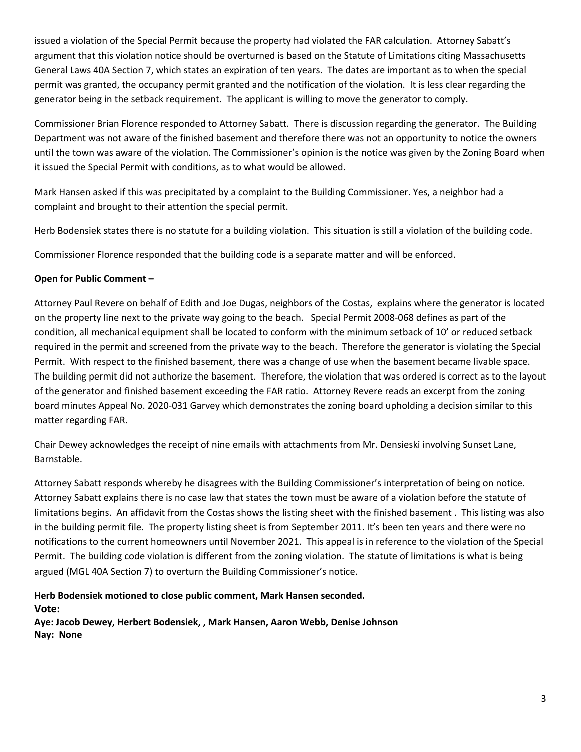issued a violation of the Special Permit because the property had violated the FAR calculation. Attorney Sabatt's argument that this violation notice should be overturned is based on the Statute of Limitations citing Massachusetts General Laws 40A Section 7, which states an expiration of ten years. The dates are important as to when the special permit was granted, the occupancy permit granted and the notification of the violation. It is less clear regarding the generator being in the setback requirement. The applicant is willing to move the generator to comply.

Commissioner Brian Florence responded to Attorney Sabatt. There is discussion regarding the generator. The Building Department was not aware of the finished basement and therefore there was not an opportunity to notice the owners until the town was aware of the violation. The Commissioner's opinion is the notice was given by the Zoning Board when it issued the Special Permit with conditions, as to what would be allowed.

Mark Hansen asked if this was precipitated by a complaint to the Building Commissioner. Yes, a neighbor had a complaint and brought to their attention the special permit.

Herb Bodensiek states there is no statute for a building violation. This situation is still a violation of the building code.

Commissioner Florence responded that the building code is a separate matter and will be enforced.

**Open for Public Comment –**

Attorney Paul Revere on behalf of Edith and Joe Dugas, neighbors of the Costas, explains where the generator is located on the property line next to the private way going to the beach. Special Permit 2008-068 defines as part of the condition, all mechanical equipment shall be located to conform with the minimum setback of 10' or reduced setback required in the permit and screened from the private way to the beach. Therefore the generator is violating the Special Permit. With respect to the finished basement, there was a change of use when the basement became livable space. The building permit did not authorize the basement. Therefore, the violation that was ordered is correct as to the layout of the generator and finished basement exceeding the FAR ratio. Attorney Revere reads an excerpt from the zoning board minutes Appeal No. 2020-031 Garvey which demonstrates the zoning board upholding a decision similar to this matter regarding FAR.

Chair Dewey acknowledges the receipt of nine emails with attachments from Mr. Densieski involving Sunset Lane, Barnstable.

Attorney Sabatt responds whereby he disagrees with the Building Commissioner's interpretation of being on notice. Attorney Sabatt explains there is no case law that states the town must be aware of a violation before the statute of limitations begins. An affidavit from the Costas shows the listing sheet with the finished basement . This listing was also in the building permit file. The property listing sheet is from September 2011. It's been ten years and there were no notifications to the current homeowners until November 2021. This appeal is in reference to the violation of the Special Permit. The building code violation is different from the zoning violation. The statute of limitations is what is being argued (MGL 40A Section 7) to overturn the Building Commissioner's notice.

**Herb Bodensiek motioned to close public comment, Mark Hansen seconded.**
**Vote:**
**Aye: Jacob Dewey, Herbert Bodensiek, , Mark Hansen, Aaron Webb, Denise Johnson**
**Nay: None**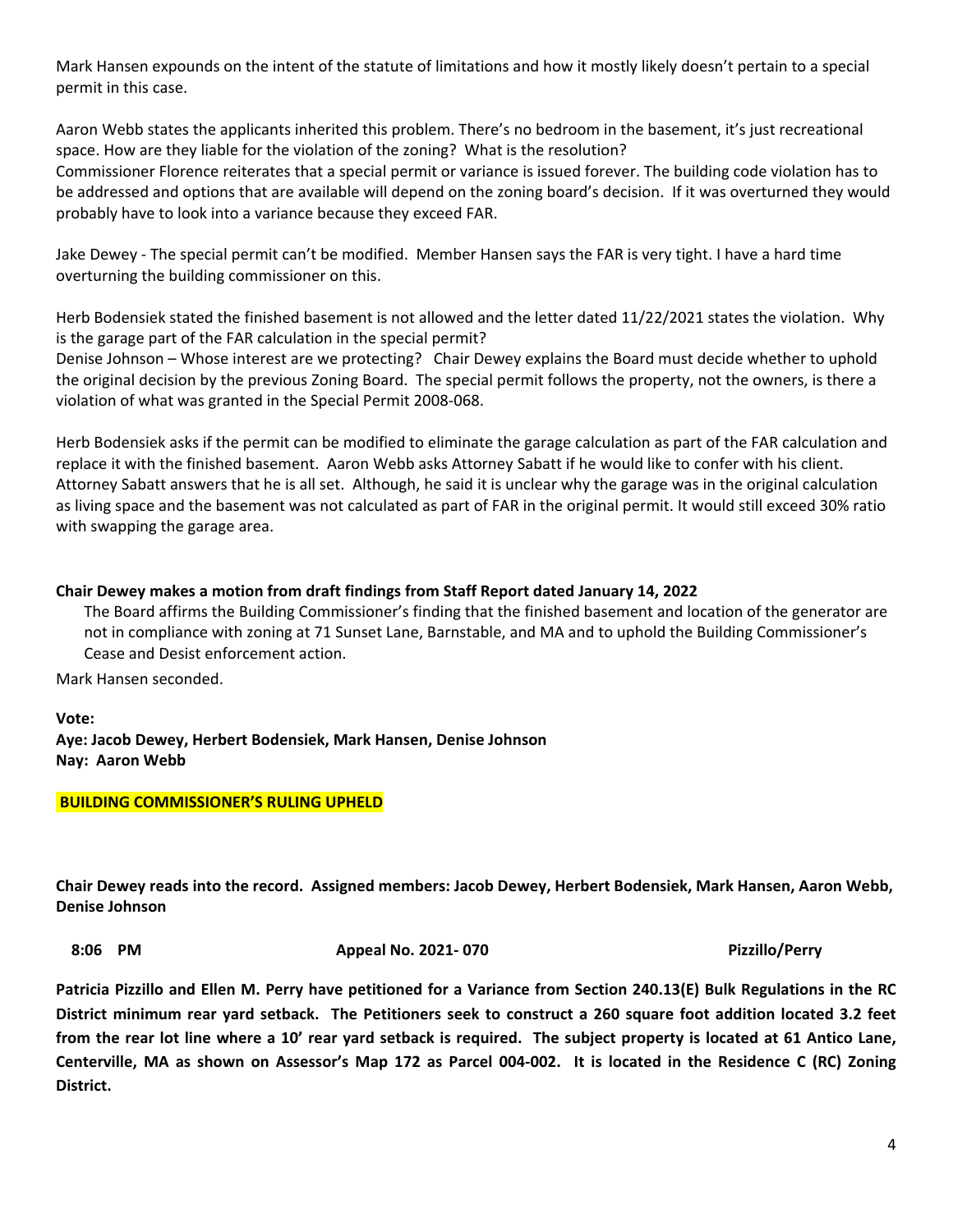Mark Hansen expounds on the intent of the statute of limitations and how it mostly likely doesn't pertain to a special permit in this case.

Aaron Webb states the applicants inherited this problem. There's no bedroom in the basement, it's just recreational space. How are they liable for the violation of the zoning? What is the resolution?
Commissioner Florence reiterates that a special permit or variance is issued forever. The building code violation has to be addressed and options that are available will depend on the zoning board's decision. If it was overturned they would probably have to look into a variance because they exceed FAR.

Jake Dewey - The special permit can't be modified. Member Hansen says the FAR is very tight. I have a hard time overturning the building commissioner on this.

Herb Bodensiek stated the finished basement is not allowed and the letter dated 11/22/2021 states the violation. Why is the garage part of the FAR calculation in the special permit?
Denise Johnson – Whose interest are we protecting? Chair Dewey explains the Board must decide whether to uphold the original decision by the previous Zoning Board. The special permit follows the property, not the owners, is there a violation of what was granted in the Special Permit 2008-068.

Herb Bodensiek asks if the permit can be modified to eliminate the garage calculation as part of the FAR calculation and replace it with the finished basement. Aaron Webb asks Attorney Sabatt if he would like to confer with his client. Attorney Sabatt answers that he is all set. Although, he said it is unclear why the garage was in the original calculation as living space and the basement was not calculated as part of FAR in the original permit. It would still exceed 30% ratio with swapping the garage area.

**Chair Dewey makes a motion from draft findings from Staff Report dated January 14, 2022**

The Board affirms the Building Commissioner's finding that the finished basement and location of the generator are not in compliance with zoning at 71 Sunset Lane, Barnstable, and MA and to uphold the Building Commissioner's Cease and Desist enforcement action.

Mark Hansen seconded.

**Vote:**
**Aye: Jacob Dewey, Herbert Bodensiek, Mark Hansen, Denise Johnson**
**Nay: Aaron Webb**

**BUILDING COMMISSIONER'S RULING UPHELD**

**Chair Dewey reads into the record. Assigned members: Jacob Dewey, Herbert Bodensiek, Mark Hansen, Aaron Webb, Denise Johnson**

**8:06 PM Appeal No. 2021- 070 Pizzillo/Perry**

**Patricia Pizzillo and Ellen M. Perry have petitioned for a Variance from Section 240.13(E) Bulk Regulations in the RC District minimum rear yard setback. The Petitioners seek to construct a 260 square foot addition located 3.2 feet from the rear lot line where a 10' rear yard setback is required. The subject property is located at 61 Antico Lane, Centerville, MA as shown on Assessor's Map 172 as Parcel 004-002. It is located in the Residence C (RC) Zoning District.**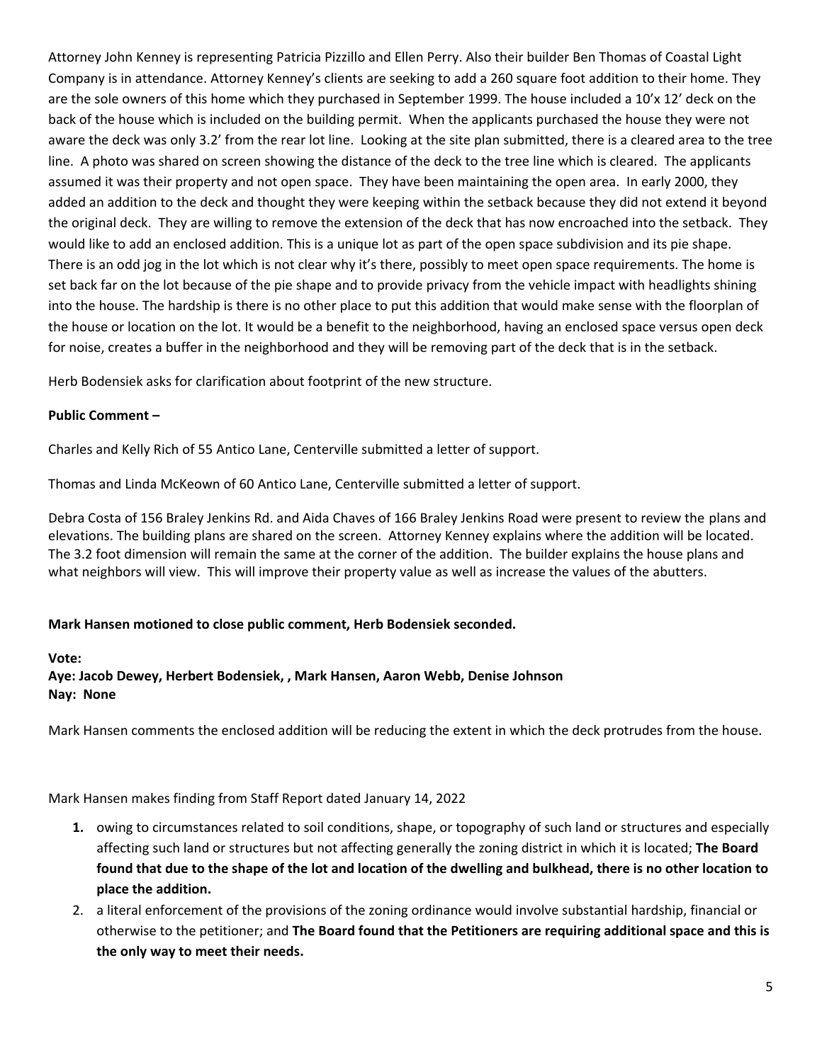Attorney John Kenney is representing Patricia Pizzillo and Ellen Perry. Also their builder Ben Thomas of Coastal Light Company is in attendance. Attorney Kenney's clients are seeking to add a 260 square foot addition to their home. They are the sole owners of this home which they purchased in September 1999. The house included a 10'x 12' deck on the back of the house which is included on the building permit. When the applicants purchased the house they were not aware the deck was only 3.2' from the rear lot line. Looking at the site plan submitted, there is a cleared area to the tree line. A photo was shared on screen showing the distance of the deck to the tree line which is cleared. The applicants assumed it was their property and not open space. They have been maintaining the open area. In early 2000, they added an addition to the deck and thought they were keeping within the setback because they did not extend it beyond the original deck. They are willing to remove the extension of the deck that has now encroached into the setback. They would like to add an enclosed addition. This is a unique lot as part of the open space subdivision and its pie shape. There is an odd jog in the lot which is not clear why it's there, possibly to meet open space requirements. The home is set back far on the lot because of the pie shape and to provide privacy from the vehicle impact with headlights shining into the house. The hardship is there is no other place to put this addition that would make sense with the floorplan of the house or location on the lot. It would be a benefit to the neighborhood, having an enclosed space versus open deck for noise, creates a buffer in the neighborhood and they will be removing part of the deck that is in the setback.

Herb Bodensiek asks for clarification about footprint of the new structure.

**Public Comment –**

Charles and Kelly Rich of 55 Antico Lane, Centerville submitted a letter of support.

Thomas and Linda McKeown of 60 Antico Lane, Centerville submitted a letter of support.

Debra Costa of 156 Braley Jenkins Rd. and Aida Chaves of 166 Braley Jenkins Road were present to review the plans and elevations. The building plans are shared on the screen. Attorney Kenney explains where the addition will be located. The 3.2 foot dimension will remain the same at the corner of the addition. The builder explains the house plans and what neighbors will view. This will improve their property value as well as increase the values of the abutters.

**Mark Hansen motioned to close public comment, Herb Bodensiek seconded.**

**Vote:**
**Aye: Jacob Dewey, Herbert Bodensiek, , Mark Hansen, Aaron Webb, Denise Johnson**
**Nay: None**

Mark Hansen comments the enclosed addition will be reducing the extent in which the deck protrudes from the house.

Mark Hansen makes finding from Staff Report dated January 14, 2022

1. owing to circumstances related to soil conditions, shape, or topography of such land or structures and especially affecting such land or structures but not affecting generally the zoning district in which it is located; **The Board found that due to the shape of the lot and location of the dwelling and bulkhead, there is no other location to place the addition.**
2. a literal enforcement of the provisions of the zoning ordinance would involve substantial hardship, financial or otherwise to the petitioner; and **The Board found that the Petitioners are requiring additional space and this is the only way to meet their needs.**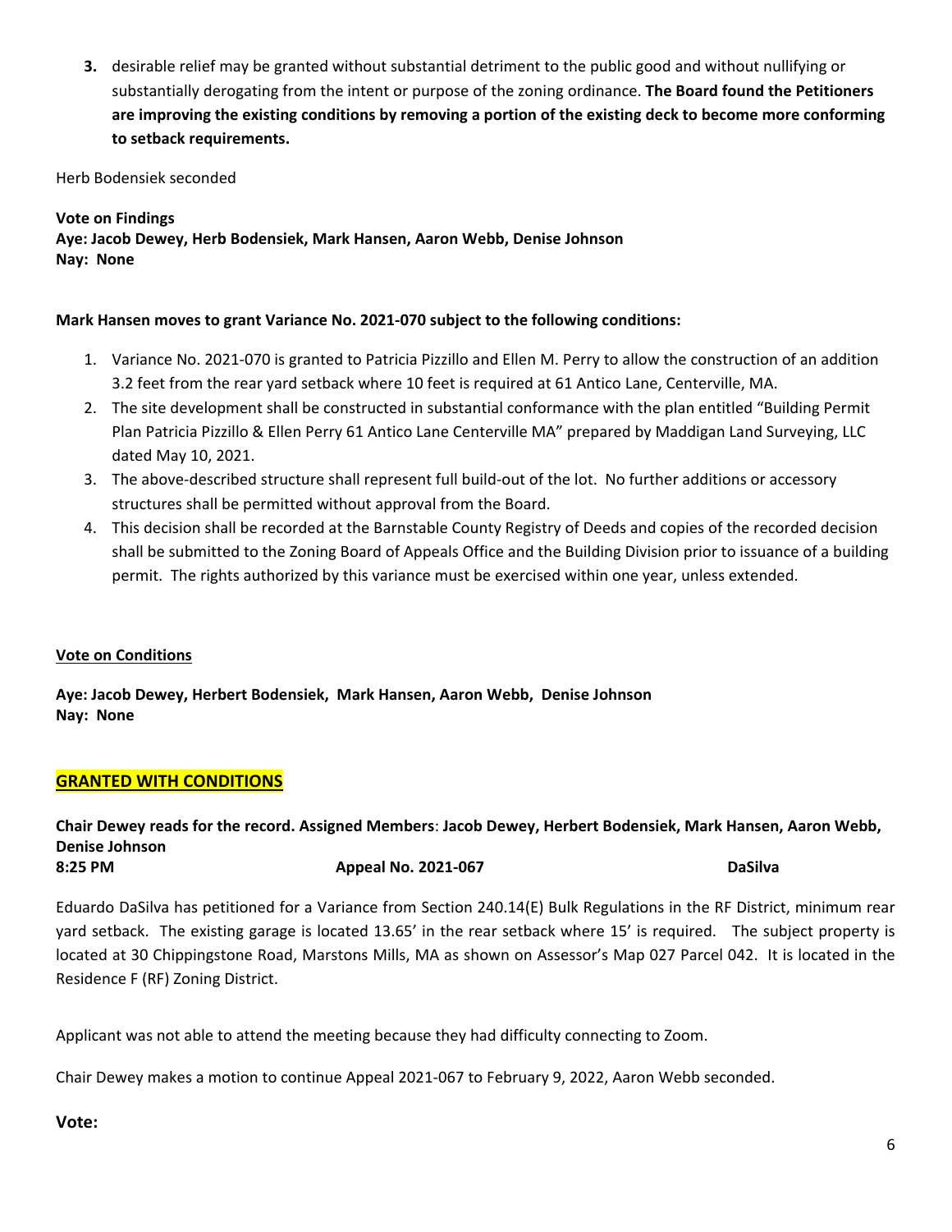3. desirable relief may be granted without substantial detriment to the public good and without nullifying or substantially derogating from the intent or purpose of the zoning ordinance. **The Board found the Petitioners are improving the existing conditions by removing a portion of the existing deck to become more conforming to setback requirements.**

Herb Bodensiek seconded

**Vote on Findings**
**Aye: Jacob Dewey, Herb Bodensiek, Mark Hansen, Aaron Webb, Denise Johnson**
**Nay: None**

**Mark Hansen moves to grant Variance No. 2021-070 subject to the following conditions:**

1. Variance No. 2021-070 is granted to Patricia Pizzillo and Ellen M. Perry to allow the construction of an addition 3.2 feet from the rear yard setback where 10 feet is required at 61 Antico Lane, Centerville, MA.
2. The site development shall be constructed in substantial conformance with the plan entitled "Building Permit Plan Patricia Pizzillo & Ellen Perry 61 Antico Lane Centerville MA" prepared by Maddigan Land Surveying, LLC dated May 10, 2021.
3. The above-described structure shall represent full build-out of the lot. No further additions or accessory structures shall be permitted without approval from the Board.
4. This decision shall be recorded at the Barnstable County Registry of Deeds and copies of the recorded decision shall be submitted to the Zoning Board of Appeals Office and the Building Division prior to issuance of a building permit. The rights authorized by this variance must be exercised within one year, unless extended.

**Vote on Conditions**

**Aye: Jacob Dewey, Herbert Bodensiek, Mark Hansen, Aaron Webb, Denise Johnson**
**Nay: None**

**GRANTED WITH CONDITIONS**

**Chair Dewey reads for the record. Assigned Members**: **Jacob Dewey, Herbert Bodensiek, Mark Hansen, Aaron Webb, Denise Johnson**
**8:25 PM** **Appeal No. 2021-067** **DaSilva**

Eduardo DaSilva has petitioned for a Variance from Section 240.14(E) Bulk Regulations in the RF District, minimum rear yard setback. The existing garage is located 13.65' in the rear setback where 15' is required. The subject property is located at 30 Chippingstone Road, Marstons Mills, MA as shown on Assessor's Map 027 Parcel 042. It is located in the Residence F (RF) Zoning District.

Applicant was not able to attend the meeting because they had difficulty connecting to Zoom.

Chair Dewey makes a motion to continue Appeal 2021-067 to February 9, 2022, Aaron Webb seconded.

**Vote:**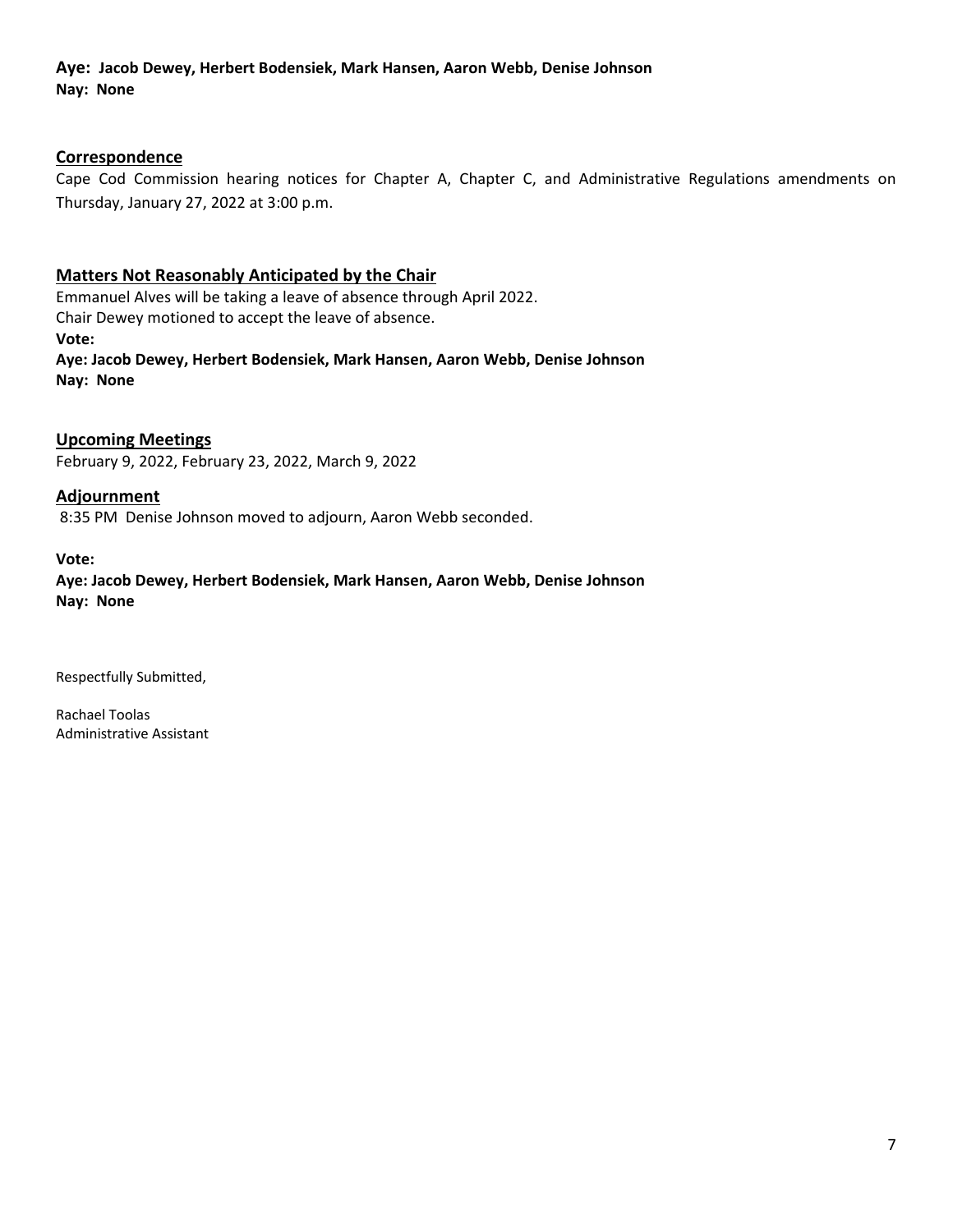**Aye: Jacob Dewey, Herbert Bodensiek, Mark Hansen, Aaron Webb, Denise Johnson**
**Nay: None**

## Correspondence

Cape Cod Commission hearing notices for Chapter A, Chapter C, and Administrative Regulations amendments on Thursday, January 27, 2022 at 3:00 p.m.

## Matters Not Reasonably Anticipated by the Chair

Emmanuel Alves will be taking a leave of absence through April 2022.
Chair Dewey motioned to accept the leave of absence.
**Vote:**
**Aye: Jacob Dewey, Herbert Bodensiek, Mark Hansen, Aaron Webb, Denise Johnson**
**Nay: None**

## Upcoming Meetings

February 9, 2022, February 23, 2022, March 9, 2022

## Adjournment

8:35 PM Denise Johnson moved to adjourn, Aaron Webb seconded.

**Vote:**
**Aye: Jacob Dewey, Herbert Bodensiek, Mark Hansen, Aaron Webb, Denise Johnson**
**Nay: None**

Respectfully Submitted,

Rachael Toolas
Administrative Assistant